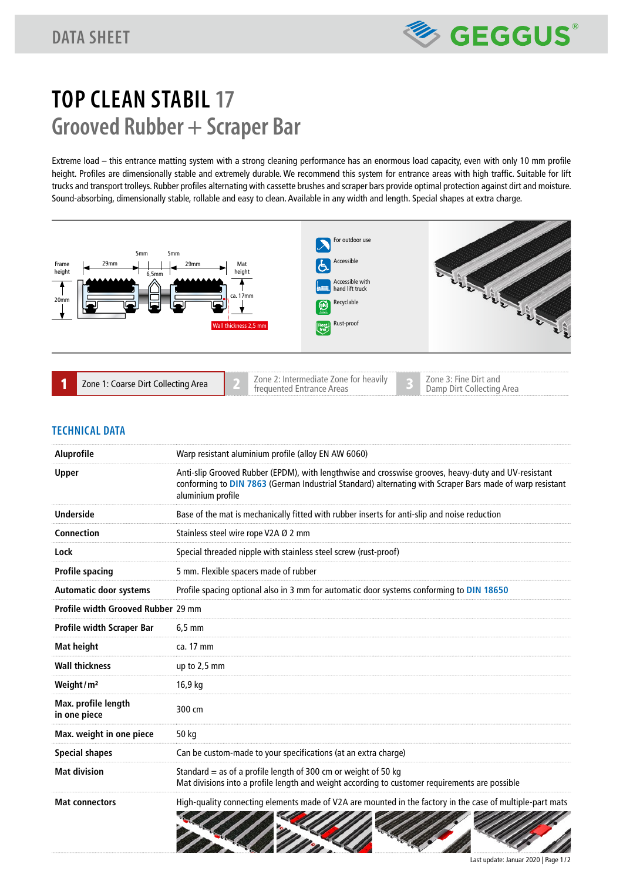DATA SHEET

# TOP CLEAN STABIL 17
## Grooved Rubber + Scraper Bar

Extreme load – this entrance matting system with a strong cleaning performance has an enormous load capacity, even with only 10 mm profile height. Profiles are dimensionally stable and extremely durable. We recommend this system for entrance areas with high traffic. Suitable for lift trucks and transport trolleys. Rubber profiles alternating with cassette brushes and scraper bars provide optimal protection against dirt and moisture. Sound-absorbing, dimensionally stable, rollable and easy to clean. Available in any width and length. Special shapes at extra charge.

Frame height 20mm | 29mm | 5mm | 6,5mm | 5mm | 29mm | Mat height ca. 17mm | Wall thickness 2,5 mm

- For outdoor use
- Accessible
- Accessible with hand lift truck
- Recyclable
- Rust-proof

**1** Zone 1: Coarse Dirt Collecting Area | **2** Zone 2: Intermediate Zone for heavily frequented Entrance Areas | **3** Zone 3: Fine Dirt and Damp Dirt Collecting Area

## TECHNICAL DATA

| | |
|---|---|
| **Aluprofile** | Warp resistant aluminium profile (alloy EN AW 6060) |
| **Upper** | Anti-slip Grooved Rubber (EPDM), with lengthwise and crosswise grooves, heavy-duty and UV-resistant conforming to DIN 7863 (German Industrial Standard) alternating with Scraper Bars made of warp resistant aluminium profile |
| **Underside** | Base of the mat is mechanically fitted with rubber inserts for anti-slip and noise reduction |
| **Connection** | Stainless steel wire rope V2A Ø 2 mm |
| **Lock** | Special threaded nipple with stainless steel screw (rust-proof) |
| **Profile spacing** | 5 mm. Flexible spacers made of rubber |
| **Automatic door systems** | Profile spacing optional also in 3 mm for automatic door systems conforming to DIN 18650 |
| **Profile width Grooved Rubber** | 29 mm |
| **Profile width Scraper Bar** | 6,5 mm |
| **Mat height** | ca. 17 mm |
| **Wall thickness** | up to 2,5 mm |
| **Weight / m²** | 16,9 kg |
| **Max. profile length in one piece** | 300 cm |
| **Max. weight in one piece** | 50 kg |
| **Special shapes** | Can be custom-made to your specifications (at an extra charge) |
| **Mat division** | Standard = as of a profile length of 300 cm or weight of 50 kg<br>Mat divisions into a profile length and weight according to customer requirements are possible |
| **Mat connectors** | High-quality connecting elements made of V2A are mounted in the factory in the case of multiple-part mats |

Last update: Januar 2020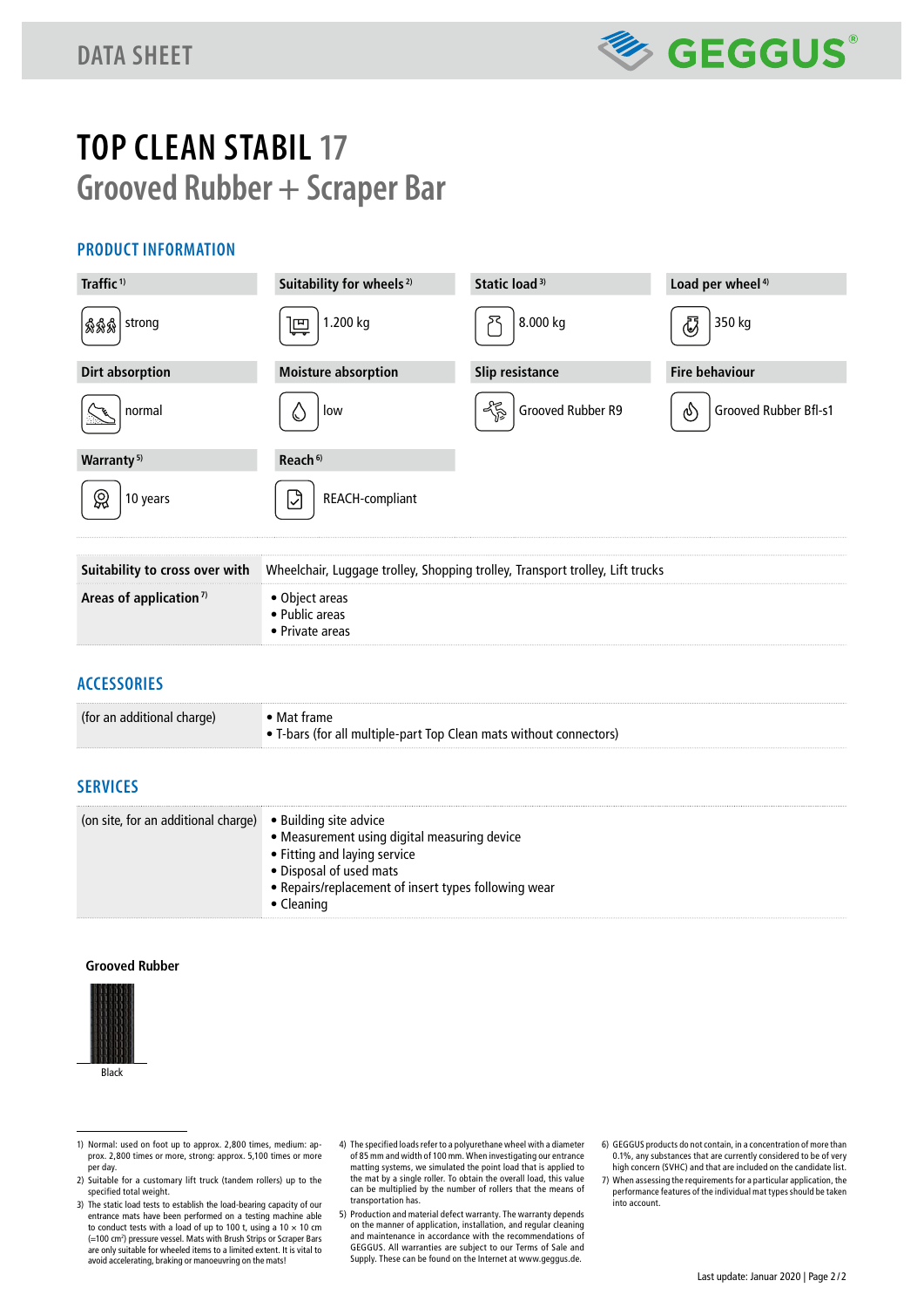DATA SHEET

# TOP CLEAN STABIL 17
## Grooved Rubber + Scraper Bar

### PRODUCT INFORMATION

| Traffic [1] | Suitability for wheels [2] | Static load [3] | Load per wheel [4] |
|---|---|---|---|
| strong | 1.200 kg | 8.000 kg | 350 kg |
| **Dirt absorption** | **Moisture absorption** | **Slip resistance** | **Fire behaviour** |
| normal | low | Grooved Rubber R9 | Grooved Rubber Bfl-s1 |
| **Warranty [5]** | **Reach [6]** | | |
| 10 years | REACH-compliant | | |

| | |
|---|---|
| **Suitability to cross over with** | Wheelchair, Luggage trolley, Shopping trolley, Transport trolley, Lift trucks |
| **Areas of application [7]** | • Object areas<br>• Public areas<br>• Private areas |

### ACCESSORIES

| | |
|---|---|
| (for an additional charge) | • Mat frame<br>• T-bars (for all multiple-part Top Clean mats without connectors) |

### SERVICES

| | |
|---|---|
| (on site, for an additional charge) | • Building site advice<br>• Measurement using digital measuring device<br>• Fitting and laying service<br>• Disposal of used mats<br>• Repairs/replacement of insert types following wear<br>• Cleaning |

**Grooved Rubber**

Black

1) Normal: used on foot up to approx. 2,800 times, medium: approx. 2,800 times or more, strong: approx. 5,100 times or more per day.
2) Suitable for a customary lift truck (tandem rollers) up to the specified total weight.
3) The static load tests to establish the load-bearing capacity of our entrance mats have been performed on a testing machine able to conduct tests with a load of up to 100 t, using a 10 × 10 cm (=100 cm²) pressure vessel. Mats with Brush Strips or Scraper Bars are only suitable for wheeled items to a limited extent. It is vital to avoid accelerating, braking or manoeuvring on the mats!
4) The specified loads refer to a polyurethane wheel with a diameter of 85 mm and width of 100 mm. When investigating our entrance matting systems, we simulated the point load that is applied to the mat by a single roller. To obtain the overall load, this value can be multiplied by the number of rollers that the means of transportation has.
5) Production and material defect warranty. The warranty depends on the manner of application, installation, and regular cleaning and maintenance in accordance with the recommendations of GEGGUS. All warranties are subject to our Terms of Sale and Supply. These can be found on the Internet at www.geggus.de.
6) GEGGUS products do not contain, in a concentration of more than 0.1%, any substances that are currently considered to be of very high concern (SVHC) and that are included on the candidate list.
7) When assessing the requirements for a particular application, the performance features of the individual mat types should be taken into account.

Last update: Januar 2020